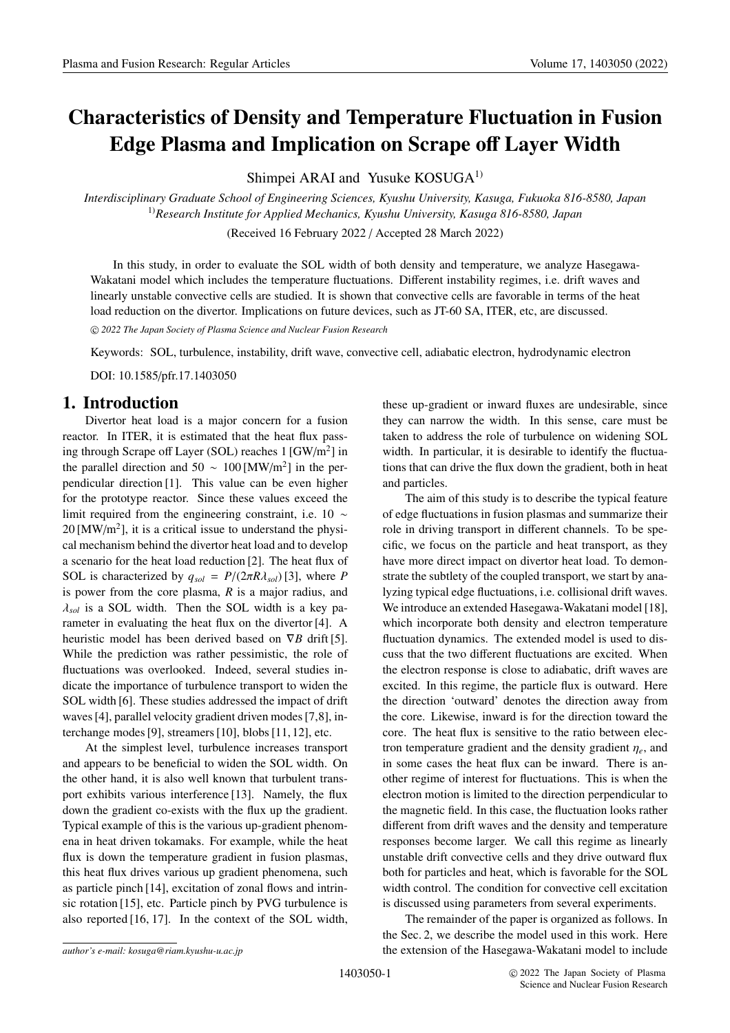# Characteristics of Density and Temperature Fluctuation in Fusion Edge Plasma and Implication on Scrape off Layer Width

Shimpei ARAI and Yusuke KOSUGA[1)]

*Interdisciplinary Graduate School of Engineering Sciences, Kyushu University, Kasuga, Fukuoka 816-8580, Japan*
[1)]*Research Institute for Applied Mechanics, Kyushu University, Kasuga 816-8580, Japan*

(Received 16 February 2022 / Accepted 28 March 2022)

In this study, in order to evaluate the SOL width of both density and temperature, we analyze Hasegawa-Wakatani model which includes the temperature fluctuations. Different instability regimes, i.e. drift waves and linearly unstable convective cells are studied. It is shown that convective cells are favorable in terms of the heat load reduction on the divertor. Implications on future devices, such as JT-60 SA, ITER, etc, are discussed.

© *2022 The Japan Society of Plasma Science and Nuclear Fusion Research*

Keywords: SOL, turbulence, instability, drift wave, convective cell, adiabatic electron, hydrodynamic electron

DOI: 10.1585/pfr.17.1403050

## 1. Introduction

Divertor heat load is a major concern for a fusion reactor. In ITER, it is estimated that the heat flux passing through Scrape off Layer (SOL) reaches 1 [GW/m$^2$] in the parallel direction and 50 ∼ 100 [MW/m$^2$] in the perpendicular direction [1]. This value can be even higher for the prototype reactor. Since these values exceed the limit required from the engineering constraint, i.e. 10 ∼ 20 [MW/m$^2$], it is a critical issue to understand the physical mechanism behind the divertor heat load and to develop a scenario for the heat load reduction [2]. The heat flux of SOL is characterized by $q_{sol} = P/(2\pi R\lambda_{sol})$ [3], where $P$ is power from the core plasma, $R$ is a major radius, and $\lambda_{sol}$ is a SOL width. Then the SOL width is a key parameter in evaluating the heat flux on the divertor [4]. A heuristic model has been derived based on $\nabla B$ drift [5]. While the prediction was rather pessimistic, the role of fluctuations was overlooked. Indeed, several studies indicate the importance of turbulence transport to widen the SOL width [6]. These studies addressed the impact of drift waves [4], parallel velocity gradient driven modes [7,8], interchange modes [9], streamers [10], blobs [11,12], etc.

At the simplest level, turbulence increases transport and appears to be beneficial to widen the SOL width. On the other hand, it is also well known that turbulent transport exhibits various interference [13]. Namely, the flux down the gradient co-exists with the flux up the gradient. Typical example of this is the various up-gradient phenomena in heat driven tokamaks. For example, while the heat flux is down the temperature gradient in fusion plasmas, this heat flux drives various up gradient phenomena, such as particle pinch [14], excitation of zonal flows and intrinsic rotation [15], etc. Particle pinch by PVG turbulence is also reported [16, 17]. In the context of the SOL width, these up-gradient or inward fluxes are undesirable, since they can narrow the width. In this sense, care must be taken to address the role of turbulence on widening SOL width. In particular, it is desirable to identify the fluctuations that can drive the flux down the gradient, both in heat and particles.

The aim of this study is to describe the typical feature of edge fluctuations in fusion plasmas and summarize their role in driving transport in different channels. To be specific, we focus on the particle and heat transport, as they have more direct impact on divertor heat load. To demonstrate the subtlety of the coupled transport, we start by analyzing typical edge fluctuations, i.e. collisional drift waves. We introduce an extended Hasegawa-Wakatani model [18], which incorporate both density and electron temperature fluctuation dynamics. The extended model is used to discuss that the two different fluctuations are excited. When the electron response is close to adiabatic, drift waves are excited. In this regime, the particle flux is outward. Here the direction 'outward' denotes the direction away from the core. Likewise, inward is for the direction toward the core. The heat flux is sensitive to the ratio between electron temperature gradient and the density gradient $\eta_e$, and in some cases the heat flux can be inward. There is another regime of interest for fluctuations. This is when the electron motion is limited to the direction perpendicular to the magnetic field. In this case, the fluctuation looks rather different from drift waves and the density and temperature responses become larger. We call this regime as linearly unstable drift convective cells and they drive outward flux both for particles and heat, which is favorable for the SOL width control. The condition for convective cell excitation is discussed using parameters from several experiments.

The remainder of the paper is organized as follows. In the Sec. 2, we describe the model used in this work. Here the extension of the Hasegawa-Wakatani model to include

*author's e-mail: kosuga@riam.kyushu-u.ac.jp*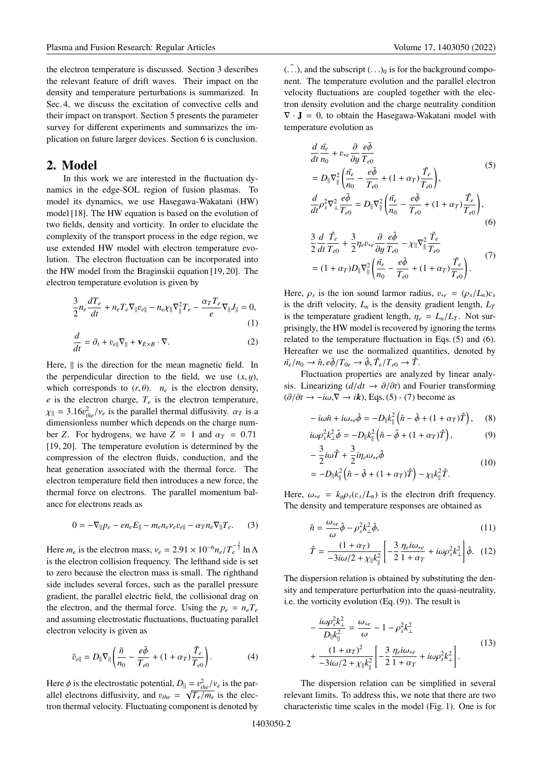the electron temperature is discussed. Section 3 describes the relevant feature of drift waves. Their impact on the density and temperature perturbations is summarized. In Sec. 4, we discuss the excitation of convective cells and their impact on transport. Section 5 presents the parameter survey for different experiments and summarizes the implication on future larger devices. Section 6 is conclusion.

## 2. Model

In this work we are interested in the fluctuation dynamics in the edge-SOL region of fusion plasmas. To model its dynamics, we use Hasegawa-Wakatani (HW) model [18]. The HW equation is based on the evolution of two fields, density and vorticity. In order to elucidate the complexity of the transport process in the edge region, we use extended HW model with electron temperature evolution. The electron fluctuation can be incorporated into the HW model from the Braginskii equation [19, 20]. The electron temperature evolution is given by

$$\frac{3}{2}n_e\frac{dT_e}{dt} + n_eT_e\nabla_\parallel v_{e\parallel} - n_e\chi_\parallel\nabla_\parallel^2 T_e - \frac{\alpha_T T_e}{e}\nabla_\parallel J_\parallel = 0, \tag{1}$$

$$\frac{d}{dt} = \partial_t + v_{e\parallel}\nabla_\parallel + \mathbf{v}_{E\times B}\cdot\nabla. \tag{2}$$

Here, $\parallel$ is the direction for the mean magnetic field. In the perpendicular direction to the field, we use $(x, y)$, which corresponds to $(r, \theta)$. $n_e$ is the electron density, $e$ is the electron charge, $T_e$ is the electron temperature, $\chi_\parallel = 3.16 v_{the}^2/\nu_e$ is the parallel thermal diffusivity. $\alpha_T$ is a dimensionless number which depends on the charge number $Z$. For hydrogens, we have $Z = 1$ and $\alpha_T = 0.71$ [19, 20]. The temperature evolution is determined by the compression of the electron fluids, conduction, and the heat generation associated with the thermal force. The electron temperature field then introduces a new force, the thermal force on electrons. The parallel momentum balance for electrons reads as

$$0 = -\nabla_\parallel p_e - en_eE_\parallel - m_en_e\nu_ev_{e\parallel} - \alpha_T n_e\nabla_\parallel T_e. \tag{3}$$

Here $m_e$ is the electron mass, $\nu_e = 2.91\times10^{-6}n_e/T_e^{-\frac{3}{2}}\ln\Lambda$ is the electron collision frequency. The lefthand side is set to zero because the electron mass is small. The righthand side includes several forces, such as the parallel pressure gradient, the parallel electric field, the collisional drag on the electron, and the thermal force. Using the $p_e = n_eT_e$ and assuming electrostatic fluctuations, fluctuating parallel electron velocity is given as

$$\tilde{v}_{e\parallel} = D_\parallel\nabla_\parallel\left(\frac{\tilde{n}}{n_0} - \frac{e\tilde{\phi}}{T_{e0}} + (1+\alpha_T)\frac{\tilde{T}_e}{T_{e0}}\right). \tag{4}$$

Here $\phi$ is the electrostatic potential, $D_\parallel = v_{the}^2/\nu_e$ is the parallel electrons diffusivity, and $v_{the} = \sqrt{T_e/m_e}$ is the electron thermal velocity. Fluctuating component is denoted by $(\tilde{\ldots})$, and the subscript $(\ldots)_0$ is for the background component. The temperature evolution and the parallel electron velocity fluctuations are coupled together with the electron density evolution and the charge neutrality condition $\nabla\cdot\mathbf{J} = 0$, to obtain the Hasegawa-Wakatani model with temperature evolution as

$$\frac{d}{dt}\frac{\tilde{n}_e}{n_0} + v_{*e}\frac{\partial}{\partial y}\frac{e\tilde{\phi}}{T_{e0}} = D_\parallel\nabla_\parallel^2\left(\frac{\tilde{n}_e}{n_0} - \frac{e\tilde{\phi}}{T_{e0}} + (1+\alpha_T)\frac{\tilde{T}_e}{T_{e0}}\right), \tag{5}$$

$$\frac{d}{dt}\rho_s^2\nabla_\perp^2\frac{e\tilde{\phi}}{T_{e0}} = D_\parallel\nabla_\parallel^2\left(\frac{\tilde{n}_e}{n_0} - \frac{e\tilde{\phi}}{T_{e0}} + (1+\alpha_T)\frac{\tilde{T}_e}{T_{e0}}\right), \tag{6}$$

$$\frac{3}{2}\frac{d}{dt}\frac{\tilde{T}_e}{T_{e0}} + \frac{3}{2}\eta_e v_{*e}\frac{\partial}{\partial y}\frac{e\tilde{\phi}}{T_{e0}} - \chi_\parallel\nabla_\parallel^2\frac{\tilde{T}_e}{T_{e0}} = (1+\alpha_T)D_\parallel\nabla_\parallel^2\left(\frac{\tilde{n}_e}{n_0} - \frac{e\tilde{\phi}}{T_{e0}} + (1+\alpha_T)\frac{\tilde{T}_e}{T_{e0}}\right). \tag{7}$$

Here, $\rho_s$ is the ion sound larmor radius, $v_{*e} = (\rho_s/L_n)c_s$ is the drift velocity, $L_n$ is the density gradient length, $L_T$ is the temperature gradient length, $\eta_e = L_n/L_T$. Not surprisingly, the HW model is recovered by ignoring the terms related to the temperature fluctuation in Eqs. (5) and (6). Hereafter we use the normalized quantities, denoted by $\tilde{n}_e/n_0 \to \hat{n}, e\tilde{\phi}/T_{0e} \to \hat{\phi}, \tilde{T}_e/T_{e0} \to \hat{T}$.

Fluctuation properties are analyzed by linear analysis. Linearizing $(d/dt \to \partial/\partial t)$ and Fourier transforming $(\partial/\partial t \to -i\omega, \nabla \to i\boldsymbol{k})$, Eqs. (5) - (7) become as

$$-i\omega\hat{n} + i\omega_{*e}\hat{\phi} = -D_\parallel k_\parallel^2\left(\hat{n} - \hat{\phi} + (1+\alpha_T)\hat{T}\right), \tag{8}$$

$$i\omega\rho_s^2k_\perp^2\hat{\phi} = -D_\parallel k_\parallel^2\left(\hat{n} - \hat{\phi} + (1+\alpha_T)\hat{T}\right), \tag{9}$$

$$-\frac{3}{2}i\omega\hat{T} + \frac{3}{2}i\eta_e\omega_{*e}\hat{\phi} = -D_\parallel k_\parallel^2\left(\hat{n} - \hat{\phi} + (1+\alpha_T)\hat{T}\right) - \chi_\parallel k_\parallel^2\hat{T}. \tag{10}$$

Here, $\omega_{*e} = k_y\rho_s(c_s/L_n)$ is the electron drift frequency. The density and temperature responses are obtained as

$$\hat{n} = \frac{\omega_{*e}}{\omega}\hat{\phi} - \rho_s^2k_\perp^2\hat{\phi}, \tag{11}$$

$$\hat{T} = \frac{(1+\alpha_T)}{-3i\omega/2 + \chi_\parallel k_\parallel^2}\left[-\frac{3}{2}\frac{\eta_e i\omega_{*e}}{1+\alpha_T} + i\omega\rho_s^2k_\perp^2\right]\hat{\phi}. \tag{12}$$

The dispersion relation is obtained by substituting the density and temperature perturbation into the quasi-neutrality, i.e. the vorticity evolution (Eq. (9)). The result is

$$-\frac{i\omega\rho_s^2k_\perp^2}{D_\parallel k_\parallel^2} = \frac{\omega_{*e}}{\omega} - 1 - \rho_s^2k_\perp^2 + \frac{(1+\alpha_T)^2}{-3i\omega/2 + \chi_\parallel k_\parallel^2}\left[-\frac{3}{2}\frac{\eta_e i\omega_{*e}}{1+\alpha_T} + i\omega\rho_s^2k_\perp^2\right]. \tag{13}$$

The dispersion relation can be simplified in several relevant limits. To address this, we note that there are two characteristic time scales in the model (Fig. 1). One is for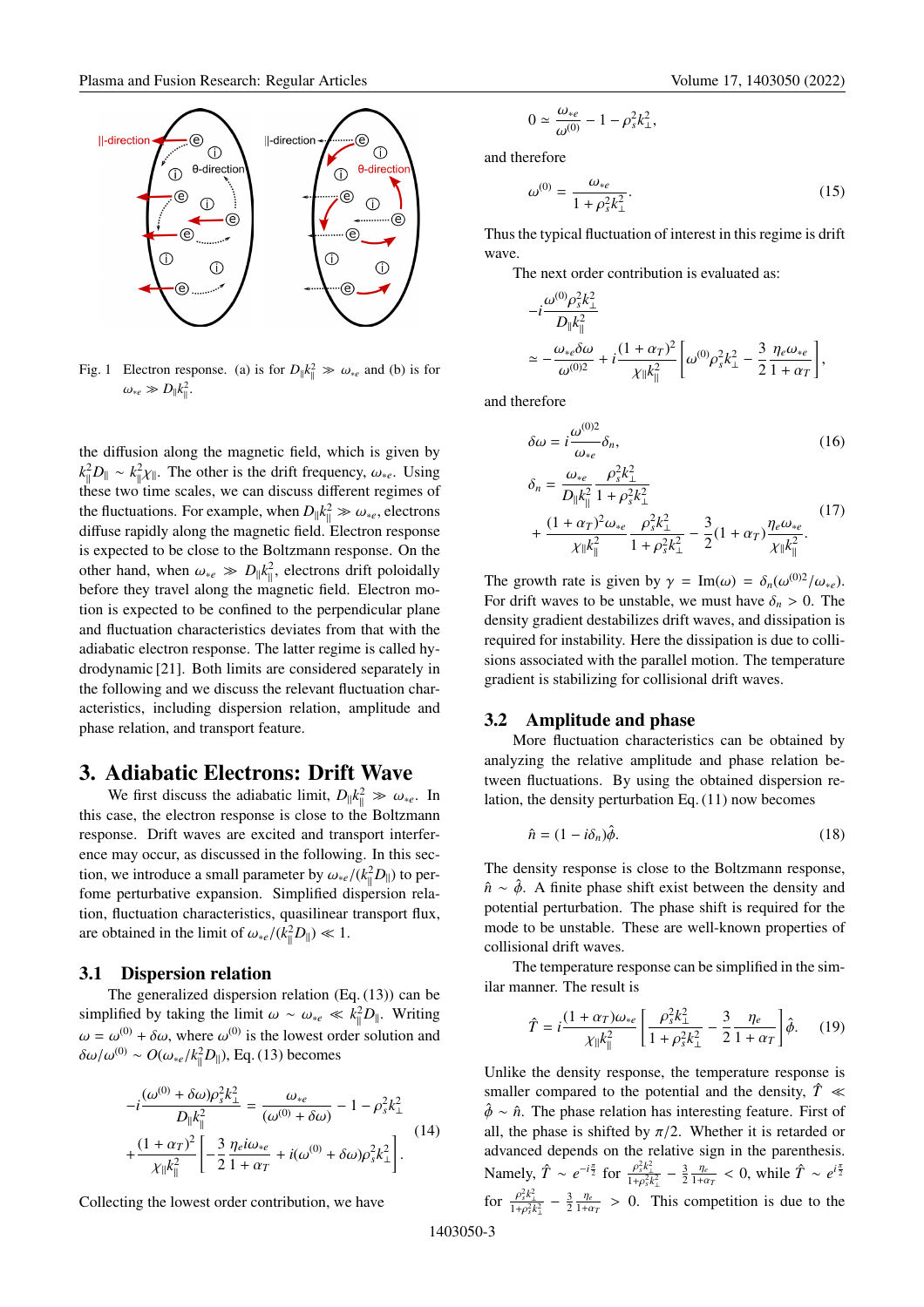Fig. 1 Electron response. (a) is for $D_\parallel k_\parallel^2 \gg \omega_{*e}$ and (b) is for $\omega_{*e} \gg D_\parallel k_\parallel^2$.

the diffusion along the magnetic field, which is given by $k_\parallel^2 D_\parallel \sim k_\parallel^2 \chi_\parallel$. The other is the drift frequency, $\omega_{*e}$. Using these two time scales, we can discuss different regimes of the fluctuations. For example, when $D_\parallel k_\parallel^2 \gg \omega_{*e}$, electrons diffuse rapidly along the magnetic field. Electron response is expected to be close to the Boltzmann response. On the other hand, when $\omega_{*e} \gg D_\parallel k_\parallel^2$, electrons drift poloidally before they travel along the magnetic field. Electron motion is expected to be confined to the perpendicular plane and fluctuation characteristics deviates from that with the adiabatic electron response. The latter regime is called hydrodynamic [21]. Both limits are considered separately in the following and we discuss the relevant fluctuation characteristics, including dispersion relation, amplitude and phase relation, and transport feature.

# 3. Adiabatic Electrons: Drift Wave

We first discuss the adiabatic limit, $D_\parallel k_\parallel^2 \gg \omega_{*e}$. In this case, the electron response is close to the Boltzmann response. Drift waves are excited and transport interference may occur, as discussed in the following. In this section, we introduce a small parameter by $\omega_{*e}/(k_\parallel^2 D_\parallel)$ to perfome perturbative expansion. Simplified dispersion relation, fluctuation characteristics, quasilinear transport flux, are obtained in the limit of $\omega_{*e}/(k_\parallel^2 D_\parallel) \ll 1$.

## 3.1 Dispersion relation

The generalized dispersion relation (Eq. (13)) can be simplified by taking the limit $\omega \sim \omega_{*e} \ll k_\parallel^2 D_\parallel$. Writing $\omega = \omega^{(0)} + \delta\omega$, where $\omega^{(0)}$ is the lowest order solution and $\delta\omega/\omega^{(0)} \sim O(\omega_{*e}/k_\parallel^2 D_\parallel)$, Eq. (13) becomes

$$
\begin{aligned}
-i\frac{(\omega^{(0)} + \delta\omega)\rho_s^2 k_\perp^2}{D_\parallel k_\parallel^2} &= \frac{\omega_{*e}}{(\omega^{(0)} + \delta\omega)} - 1 - \rho_s^2 k_\perp^2 \\
&+ \frac{(1+\alpha_T)^2}{\chi_\parallel k_\parallel^2}\left[-\frac{3}{2}\frac{\eta_e i\omega_{*e}}{1+\alpha_T} + i(\omega^{(0)} + \delta\omega)\rho_s^2 k_\perp^2\right].
\end{aligned} \tag{14}
$$

Collecting the lowest order contribution, we have

$$
0 \simeq \frac{\omega_{*e}}{\omega^{(0)}} - 1 - \rho_s^2 k_\perp^2,
$$

and therefore

$$
\omega^{(0)} = \frac{\omega_{*e}}{1 + \rho_s^2 k_\perp^2}. \tag{15}
$$

Thus the typical fluctuation of interest in this regime is drift wave.

The next order contribution is evaluated as:

$$
\begin{aligned}
&-i\frac{\omega^{(0)}\rho_s^2 k_\perp^2}{D_\parallel k_\parallel^2} \\
&\simeq -\frac{\omega_{*e}\delta\omega}{\omega^{(0)2}} + i\frac{(1+\alpha_T)^2}{\chi_\parallel k_\parallel^2}\left[\omega^{(0)}\rho_s^2 k_\perp^2 - \frac{3}{2}\frac{\eta_e \omega_{*e}}{1+\alpha_T}\right],
\end{aligned}
$$

and therefore

$$
\delta\omega = i\frac{\omega^{(0)2}}{\omega_{*e}}\delta_n, \tag{16}
$$

$$
\begin{aligned}
\delta_n &= \frac{\omega_{*e}}{D_\parallel k_\parallel^2}\frac{\rho_s^2 k_\perp^2}{1+\rho_s^2 k_\perp^2} \\
&+ \frac{(1+\alpha_T)^2\omega_{*e}}{\chi_\parallel k_\parallel^2}\frac{\rho_s^2 k_\perp^2}{1+\rho_s^2 k_\perp^2} - \frac{3}{2}(1+\alpha_T)\frac{\eta_e\omega_{*e}}{\chi_\parallel k_\parallel^2}.
\end{aligned} \tag{17}
$$

The growth rate is given by $\gamma = \mathrm{Im}(\omega) = \delta_n(\omega^{(0)2}/\omega_{*e})$. For drift waves to be unstable, we must have $\delta_n > 0$. The density gradient destabilizes drift waves, and dissipation is required for instability. Here the dissipation is due to collisions associated with the parallel motion. The temperature gradient is stabilizing for collisional drift waves.

## 3.2 Amplitude and phase

More fluctuation characteristics can be obtained by analyzing the relative amplitude and phase relation between fluctuations. By using the obtained dispersion relation, the density perturbation Eq. (11) now becomes

$$
\hat{n} = (1 - i\delta_n)\hat{\phi}. \tag{18}
$$

The density response is close to the Boltzmann response, $\hat{n} \sim \hat{\phi}$. A finite phase shift exist between the density and potential perturbation. The phase shift is required for the mode to be unstable. These are well-known properties of collisional drift waves.

The temperature response can be simplified in the similar manner. The result is

$$
\hat{T} = i\frac{(1+\alpha_T)\omega_{*e}}{\chi_\parallel k_\parallel^2}\left[\frac{\rho_s^2 k_\perp^2}{1+\rho_s^2 k_\perp^2} - \frac{3}{2}\frac{\eta_e}{1+\alpha_T}\right]\hat{\phi}. \tag{19}
$$

Unlike the density response, the temperature response is smaller compared to the potential and the density, $\hat{T} \ll \hat{\phi} \sim \hat{n}$. The phase relation has interesting feature. First of all, the phase is shifted by $\pi/2$. Whether it is retarded or advanced depends on the relative sign in the parenthesis. Namely, $\hat{T} \sim e^{-i\frac{\pi}{2}}$ for $\frac{\rho_s^2 k_\perp^2}{1+\rho_s^2 k_\perp^2} - \frac{3}{2}\frac{\eta_e}{1+\alpha_T} < 0$, while $\hat{T} \sim e^{i\frac{\pi}{2}}$ for $\frac{\rho_s^2 k_\perp^2}{1+\rho_s^2 k_\perp^2} - \frac{3}{2}\frac{\eta_e}{1+\alpha_T} > 0$. This competition is due to the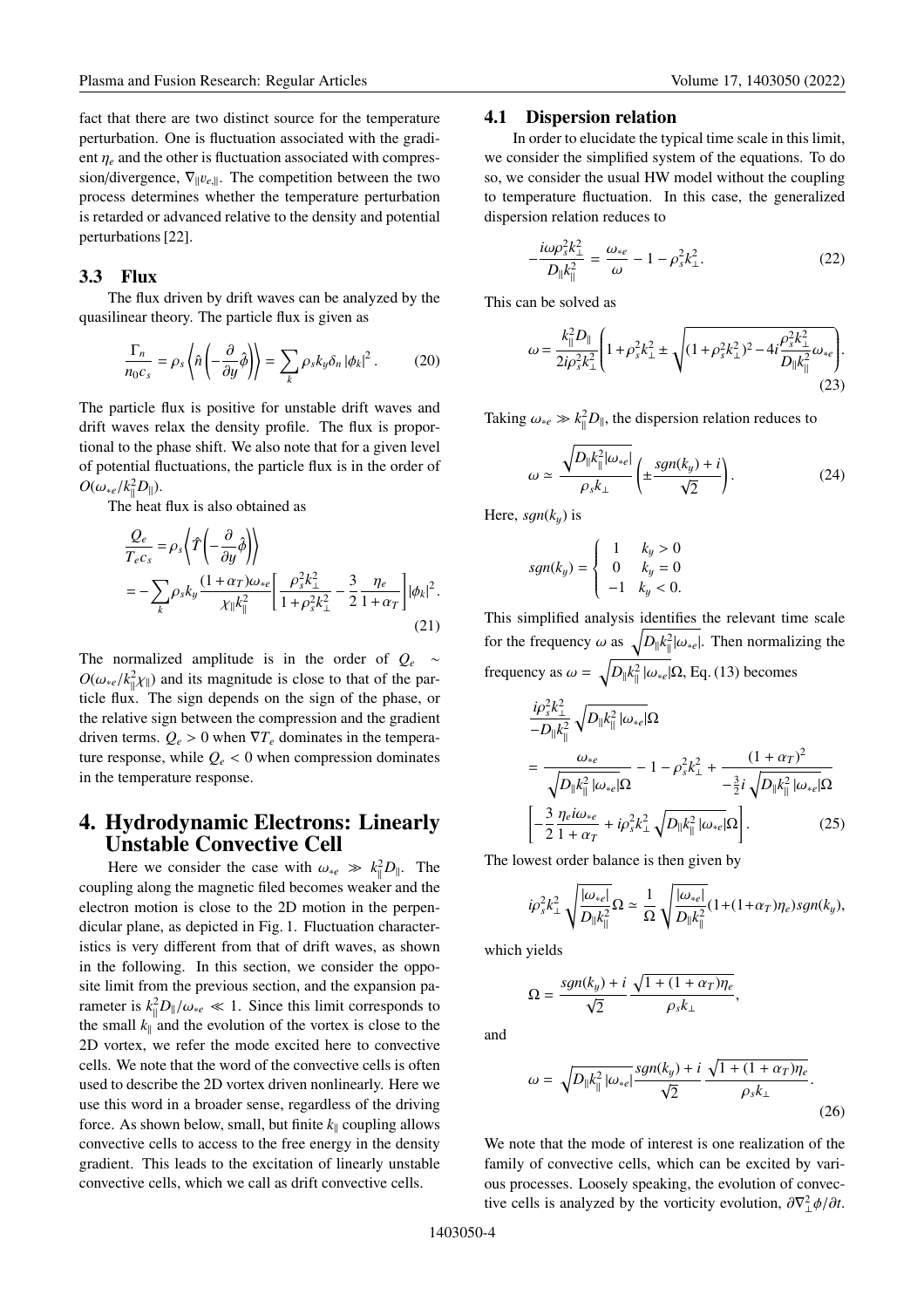fact that there are two distinct source for the temperature perturbation. One is fluctuation associated with the gradient $\eta_e$ and the other is fluctuation associated with compression/divergence, $\nabla_{\parallel} v_{e,\parallel}$. The competition between the two process determines whether the temperature perturbation is retarded or advanced relative to the density and potential perturbations [22].

### 3.3 Flux

The flux driven by drift waves can be analyzed by the quasilinear theory. The particle flux is given as

$$\frac{\Gamma_n}{n_0 c_s} = \rho_s \left\langle \hat{n} \left( -\frac{\partial}{\partial y} \hat{\phi} \right) \right\rangle = \sum_k \rho_s k_y \delta_n \left| \phi_k \right|^2. \tag{20}$$

The particle flux is positive for unstable drift waves and drift waves relax the density profile. The flux is proportional to the phase shift. We also note that for a given level of potential fluctuations, the particle flux is in the order of $O(\omega_{*e}/k_{\parallel}^2 D_{\parallel})$.

The heat flux is also obtained as

$$\begin{aligned}\frac{Q_e}{T_e c_s} &= \rho_s \left\langle \hat{T} \left( -\frac{\partial}{\partial y} \hat{\phi} \right) \right\rangle \\ &= -\sum_k \rho_s k_y \frac{(1+\alpha_T)\omega_{*e}}{\chi_{\parallel} k_{\parallel}^2} \left[ \frac{\rho_s^2 k_{\perp}^2}{1+\rho_s^2 k_{\perp}^2} - \frac{3}{2} \frac{\eta_e}{1+\alpha_T} \right] |\phi_k|^2.\end{aligned} \tag{21}$$

The normalized amplitude is in the order of $Q_e \sim O(\omega_{*e}/k_{\parallel}^2 \chi_{\parallel})$ and its magnitude is close to that of the particle flux. The sign depends on the sign of the phase, or the relative sign between the compression and the gradient driven terms. $Q_e > 0$ when $\nabla T_e$ dominates in the temperature response, while $Q_e < 0$ when compression dominates in the temperature response.

## 4. Hydrodynamic Electrons: Linearly Unstable Convective Cell

Here we consider the case with $\omega_{*e} \gg k_{\parallel}^2 D_{\parallel}$. The coupling along the magnetic filed becomes weaker and the electron motion is close to the 2D motion in the perpendicular plane, as depicted in Fig. 1. Fluctuation characteristics is very different from that of drift waves, as shown in the following. In this section, we consider the opposite limit from the previous section, and the expansion parameter is $k_{\parallel}^2 D_{\parallel}/\omega_{*e} \ll 1$. Since this limit corresponds to the small $k_{\parallel}$ and the evolution of the vortex is close to the 2D vortex, we refer the mode excited here to convective cells. We note that the word of the convective cells is often used to describe the 2D vortex driven nonlinearly. Here we use this word in a broader sense, regardless of the driving force. As shown below, small, but finite $k_{\parallel}$ coupling allows convective cells to access to the free energy in the density gradient. This leads to the excitation of linearly unstable convective cells, which we call as drift convective cells.

### 4.1 Dispersion relation

In order to elucidate the typical time scale in this limit, we consider the simplified system of the equations. To do so, we consider the usual HW model without the coupling to temperature fluctuation. In this case, the generalized dispersion relation reduces to

$$-\frac{i\omega \rho_s^2 k_{\perp}^2}{D_{\parallel} k_{\parallel}^2} = \frac{\omega_{*e}}{\omega} - 1 - \rho_s^2 k_{\perp}^2. \tag{22}$$

This can be solved as

$$\omega = \frac{k_{\parallel}^2 D_{\parallel}}{2i\rho_s^2 k_{\perp}^2} \left( 1 + \rho_s^2 k_{\perp}^2 \pm \sqrt{(1+\rho_s^2 k_{\perp}^2)^2 - 4i \frac{\rho_s^2 k_{\perp}^2}{D_{\parallel} k_{\parallel}^2} \omega_{*e}} \right). \tag{23}$$

Taking $\omega_{*e} \gg k_{\parallel}^2 D_{\parallel}$, the dispersion relation reduces to

$$\omega \simeq \frac{\sqrt{D_{\parallel} k_{\parallel}^2 |\omega_{*e}|}}{\rho_s k_{\perp}} \left( \pm \frac{sgn(k_y) + i}{\sqrt{2}} \right). \tag{24}$$

Here, $sgn(k_y)$ is

$$sgn(k_y) = \begin{cases} 1 & k_y > 0 \\ 0 & k_y = 0 \\ -1 & k_y < 0. \end{cases}$$

This simplified analysis identifies the relevant time scale for the frequency $\omega$ as $\sqrt{D_{\parallel} k_{\parallel}^2 |\omega_{*e}|}$. Then normalizing the frequency as $\omega = \sqrt{D_{\parallel} k_{\parallel}^2 |\omega_{*e}|}\Omega$, Eq. (13) becomes

$$\begin{aligned}&\frac{i\rho_s^2 k_{\perp}^2}{-D_{\parallel} k_{\parallel}^2} \sqrt{D_{\parallel} k_{\parallel}^2 |\omega_{*e}|}\Omega \\ &= \frac{\omega_{*e}}{\sqrt{D_{\parallel} k_{\parallel}^2 |\omega_{*e}|}\Omega} - 1 - \rho_s^2 k_{\perp}^2 + \frac{(1+\alpha_T)^2}{-\frac{3}{2} i \sqrt{D_{\parallel} k_{\parallel}^2 |\omega_{*e}|}\Omega} \\ &\left[ -\frac{3}{2} \frac{\eta_e i \omega_{*e}}{1+\alpha_T} + i\rho_s^2 k_{\perp}^2 \sqrt{D_{\parallel} k_{\parallel}^2 |\omega_{*e}|}\Omega \right].\end{aligned} \tag{25}$$

The lowest order balance is then given by

$$i\rho_s^2 k_{\perp}^2 \sqrt{\frac{|\omega_{*e}|}{D_{\parallel} k_{\parallel}^2}}\Omega \simeq \frac{1}{\Omega} \sqrt{\frac{|\omega_{*e}|}{D_{\parallel} k_{\parallel}^2}} (1+(1+\alpha_T)\eta_e) sgn(k_y),$$

which yields

$$\Omega = \frac{sgn(k_y) + i}{\sqrt{2}} \frac{\sqrt{1+(1+\alpha_T)\eta_e}}{\rho_s k_{\perp}},$$

and

$$\omega = \sqrt{D_{\parallel} k_{\parallel}^2 |\omega_{*e}|} \frac{sgn(k_y) + i}{\sqrt{2}} \frac{\sqrt{1+(1+\alpha_T)\eta_e}}{\rho_s k_{\perp}}. \tag{26}$$

We note that the mode of interest is one realization of the family of convective cells, which can be excited by various processes. Loosely speaking, the evolution of convective cells is analyzed by the vorticity evolution, $\partial \nabla_{\perp}^2 \phi / \partial t$.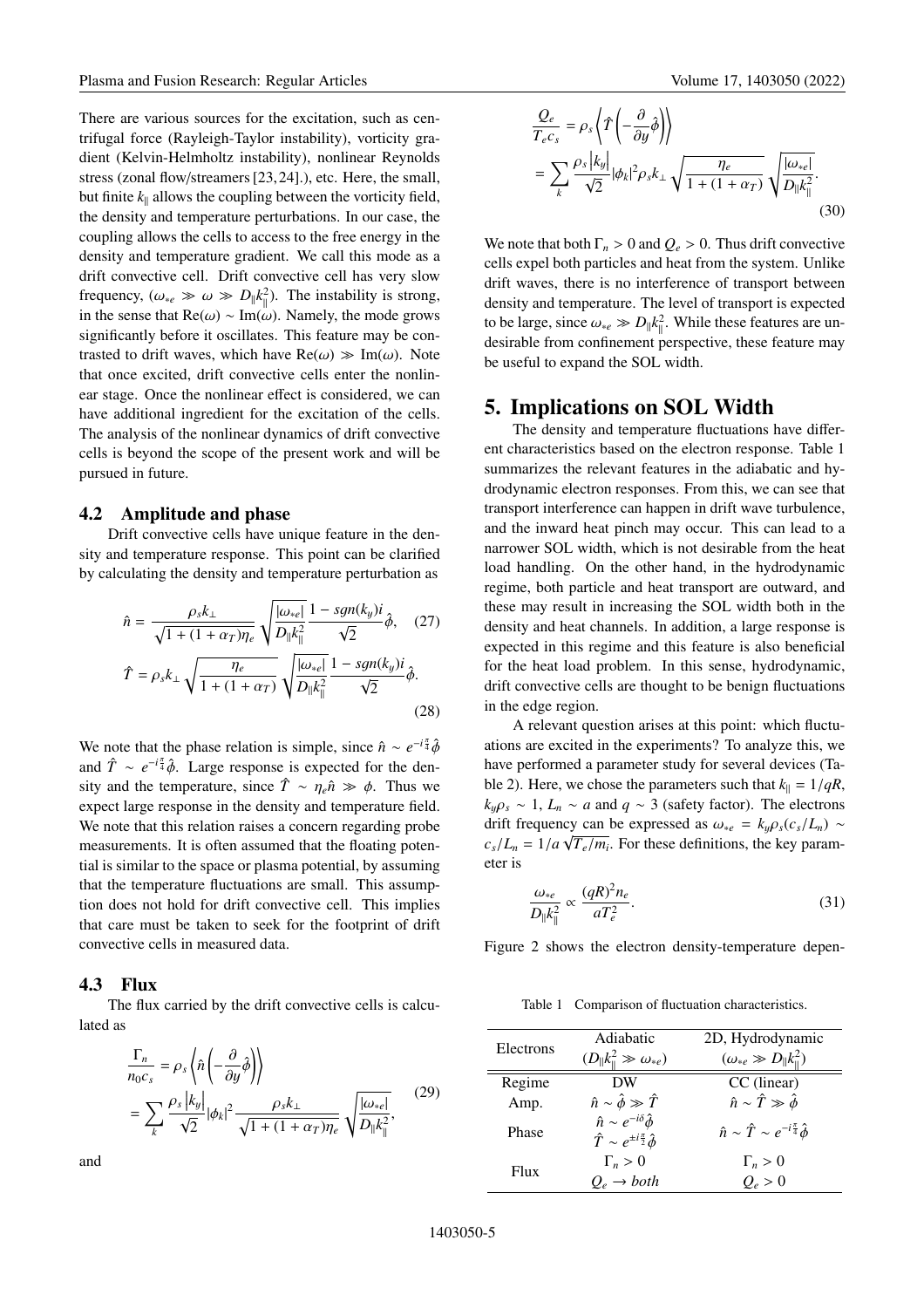There are various sources for the excitation, such as centrifugal force (Rayleigh-Taylor instability), vorticity gradient (Kelvin-Helmholtz instability), nonlinear Reynolds stress (zonal flow/streamers [23,24].), etc. Here, the small, but finite $k_\parallel$ allows the coupling between the vorticity field, the density and temperature perturbations. In our case, the coupling allows the cells to access to the free energy in the density and temperature gradient. We call this mode as a drift convective cell. Drift convective cell has very slow frequency, ($\omega_{*e} \gg \omega \gg D_\parallel k_\parallel^2$). The instability is strong, in the sense that $\mathrm{Re}(\omega) \sim \mathrm{Im}(\omega)$. Namely, the mode grows significantly before it oscillates. This feature may be contrasted to drift waves, which have $\mathrm{Re}(\omega) \gg \mathrm{Im}(\omega)$. Note that once excited, drift convective cells enter the nonlinear stage. Once the nonlinear effect is considered, we can have additional ingredient for the excitation of the cells. The analysis of the nonlinear dynamics of drift convective cells is beyond the scope of the present work and will be pursued in future.

### 4.2 Amplitude and phase

Drift convective cells have unique feature in the density and temperature response. This point can be clarified by calculating the density and temperature perturbation as

$$\hat{n} = \frac{\rho_s k_\perp}{\sqrt{1+(1+\alpha_T)\eta_e}} \sqrt{\frac{|\omega_{*e}|}{D_\parallel k_\parallel^2}} \frac{1-sgn(k_y)i}{\sqrt{2}} \hat{\phi}, \quad (27)$$

$$\hat{T} = \rho_s k_\perp \sqrt{\frac{\eta_e}{1+(1+\alpha_T)}} \sqrt{\frac{|\omega_{*e}|}{D_\parallel k_\parallel^2}} \frac{1-sgn(k_y)i}{\sqrt{2}} \hat{\phi}. \quad (28)$$

We note that the phase relation is simple, since $\hat{n} \sim e^{-i\frac{\pi}{4}}\hat{\phi}$ and $\hat{T} \sim e^{-i\frac{\pi}{4}}\hat{\phi}$. Large response is expected for the density and the temperature, since $\hat{T} \sim \eta_e \hat{n} \gg \phi$. Thus we expect large response in the density and temperature field. We note that this relation raises a concern regarding probe measurements. It is often assumed that the floating potential is similar to the space or plasma potential, by assuming that the temperature fluctuations are small. This assumption does not hold for drift convective cell. This implies that care must be taken to seek for the footprint of drift convective cells in measured data.

### 4.3 Flux

The flux carried by the drift convective cells is calculated as

$$\begin{aligned} \frac{\Gamma_n}{n_0 c_s} &= \rho_s \left\langle \hat{n}\left(-\frac{\partial}{\partial y}\hat{\phi}\right)\right\rangle \\ &= \sum_k \frac{\rho_s |k_y|}{\sqrt{2}} |\phi_k|^2 \frac{\rho_s k_\perp}{\sqrt{1+(1+\alpha_T)\eta_e}} \sqrt{\frac{|\omega_{*e}|}{D_\parallel k_\parallel^2}}, \end{aligned} \quad (29)$$

and

$$\begin{aligned} \frac{Q_e}{T_e c_s} &= \rho_s \left\langle \hat{T}\left(-\frac{\partial}{\partial y}\hat{\phi}\right)\right\rangle \\ &= \sum_k \frac{\rho_s |k_y|}{\sqrt{2}} |\phi_k|^2 \rho_s k_\perp \sqrt{\frac{\eta_e}{1+(1+\alpha_T)}} \sqrt{\frac{|\omega_{*e}|}{D_\parallel k_\parallel^2}}. \end{aligned} \quad (30)$$

We note that both $\Gamma_n > 0$ and $Q_e > 0$. Thus drift convective cells expel both particles and heat from the system. Unlike drift waves, there is no interference of transport between density and temperature. The level of transport is expected to be large, since $\omega_{*e} \gg D_\parallel k_\parallel^2$. While these features are undesirable from confinement perspective, these feature may be useful to expand the SOL width.

## 5. Implications on SOL Width

The density and temperature fluctuations have different characteristics based on the electron response. Table 1 summarizes the relevant features in the adiabatic and hydrodynamic electron responses. From this, we can see that transport interference can happen in drift wave turbulence, and the inward heat pinch may occur. This can lead to a narrower SOL width, which is not desirable from the heat load handling. On the other hand, in the hydrodynamic regime, both particle and heat transport are outward, and these may result in increasing the SOL width both in the density and heat channels. In addition, a large response is expected in this regime and this feature is also beneficial for the heat load problem. In this sense, hydrodynamic, drift convective cells are thought to be benign fluctuations in the edge region.

A relevant question arises at this point: which fluctuations are excited in the experiments? To analyze this, we have performed a parameter study for several devices (Table 2). Here, we chose the parameters such that $k_\parallel = 1/qR$, $k_y \rho_s \sim 1$, $L_n \sim a$ and $q \sim 3$ (safety factor). The electrons drift frequency can be expressed as $\omega_{*e} = k_y \rho_s (c_s/L_n) \sim c_s/L_n = 1/a\sqrt{T_e/m_i}$. For these definitions, the key parameter is

$$\frac{\omega_{*e}}{D_\parallel k_\parallel^2} \propto \frac{(qR)^2 n_e}{a T_e^2}. \quad (31)$$

Figure 2 shows the electron density-temperature depen-

Table 1 Comparison of fluctuation characteristics.

| Electrons | Adiabatic ($D_\parallel k_\parallel^2 \gg \omega_{*e}$) | 2D, Hydrodynamic ($\omega_{*e} \gg D_\parallel k_\parallel^2$) |
|---|---|---|
| Regime | DW | CC (linear) |
| Amp. | $\hat{n} \sim \hat{\phi} \gg \hat{T}$ | $\hat{n} \sim \hat{T} \gg \hat{\phi}$ |
| Phase | $\hat{n} \sim e^{-i\delta}\hat{\phi}$ <br> $\hat{T} \sim e^{\pm i\frac{\pi}{2}}\hat{\phi}$ | $\hat{n} \sim \hat{T} \sim e^{-i\frac{\pi}{4}}\hat{\phi}$ |
| Flux | $\Gamma_n > 0$ <br> $Q_e \to both$ | $\Gamma_n > 0$ <br> $Q_e > 0$ |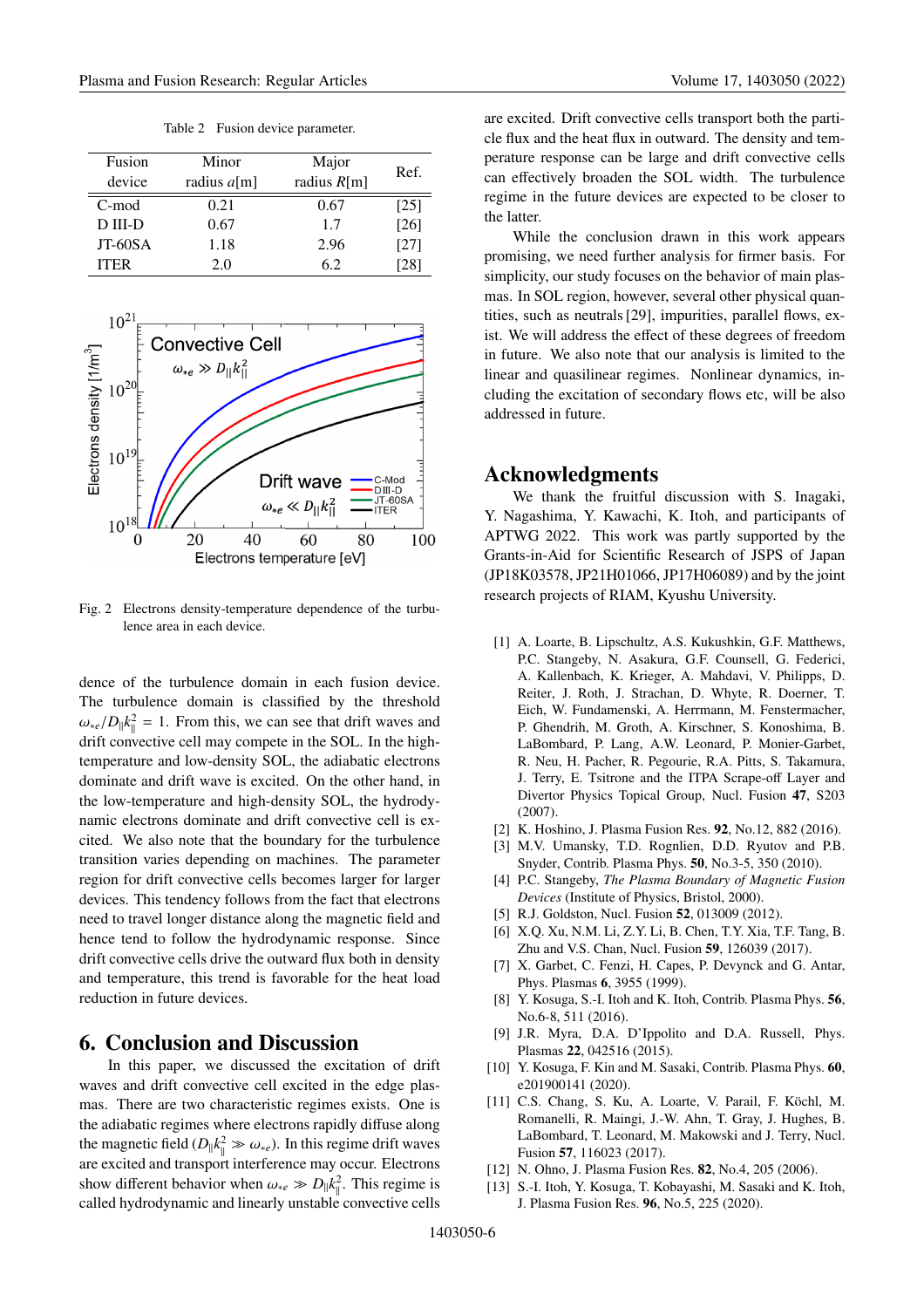Table 2 Fusion device parameter.

| Fusion device | Minor radius $a$[m] | Major radius $R$[m] | Ref. |
|---|---|---|---|
| C-mod | 0.21 | 0.67 | [25] |
| D III-D | 0.67 | 1.7 | [26] |
| JT-60SA | 1.18 | 2.96 | [27] |
| ITER | 2.0 | 6.2 | [28] |

Fig. 2 Electrons density-temperature dependence of the turbulence area in each device.

dence of the turbulence domain in each fusion device. The turbulence domain is classified by the threshold $\omega_{*e}/D_{\parallel}k_{\parallel}^2 = 1$. From this, we can see that drift waves and drift convective cell may compete in the SOL. In the high-temperature and low-density SOL, the adiabatic electrons dominate and drift wave is excited. On the other hand, in the low-temperature and high-density SOL, the hydrodynamic electrons dominate and drift convective cell is excited. We also note that the boundary for the turbulence transition varies depending on machines. The parameter region for drift convective cells becomes larger for larger devices. This tendency follows from the fact that electrons need to travel longer distance along the magnetic field and hence tend to follow the hydrodynamic response. Since drift convective cells drive the outward flux both in density and temperature, this trend is favorable for the heat load reduction in future devices.

## 6. Conclusion and Discussion

In this paper, we discussed the excitation of drift waves and drift convective cell excited in the edge plasmas. There are two characteristic regimes exists. One is the adiabatic regimes where electrons rapidly diffuse along the magnetic field ($D_{\parallel}k_{\parallel}^2 \gg \omega_{*e}$). In this regime drift waves are excited and transport interference may occur. Electrons show different behavior when $\omega_{*e} \gg D_{\parallel}k_{\parallel}^2$. This regime is called hydrodynamic and linearly unstable convective cells are excited. Drift convective cells transport both the particle flux and the heat flux in outward. The density and temperature response can be large and drift convective cells can effectively broaden the SOL width. The turbulence regime in the future devices are expected to be closer to the latter.

While the conclusion drawn in this work appears promising, we need further analysis for firmer basis. For simplicity, our study focuses on the behavior of main plasmas. In SOL region, however, several other physical quantities, such as neutrals [29], impurities, parallel flows, exist. We will address the effect of these degrees of freedom in future. We also note that our analysis is limited to the linear and quasilinear regimes. Nonlinear dynamics, including the excitation of secondary flows etc, will be also addressed in future.

## Acknowledgments

We thank the fruitful discussion with S. Inagaki, Y. Nagashima, Y. Kawachi, K. Itoh, and participants of APTWG 2022. This work was partly supported by the Grants-in-Aid for Scientific Research of JSPS of Japan (JP18K03578, JP21H01066, JP17H06089) and by the joint research projects of RIAM, Kyushu University.

[1] A. Loarte, B. Lipschultz, A.S. Kukushkin, G.F. Matthews, P.C. Stangeby, N. Asakura, G.F. Counsell, G. Federici, A. Kallenbach, K. Krieger, A. Mahdavi, V. Philipps, D. Reiter, J. Roth, J. Strachan, D. Whyte, R. Doerner, T. Eich, W. Fundamenski, A. Herrmann, M. Fenstermacher, P. Ghendrih, M. Groth, A. Kirschner, S. Konoshima, B. LaBombard, P. Lang, A.W. Leonard, P. Monier-Garbet, R. Neu, H. Pacher, R. Pegourie, R.A. Pitts, S. Takamura, J. Terry, E. Tsitrone and the ITPA Scrape-off Layer and Divertor Physics Topical Group, Nucl. Fusion **47**, S203 (2007).

[2] K. Hoshino, J. Plasma Fusion Res. **92**, No.12, 882 (2016).

[3] M.V. Umansky, T.D. Rognlien, D.D. Ryutov and P.B. Snyder, Contrib. Plasma Phys. **50**, No.3-5, 350 (2010).

[4] P.C. Stangeby, *The Plasma Boundary of Magnetic Fusion Devices* (Institute of Physics, Bristol, 2000).

[5] R.J. Goldston, Nucl. Fusion **52**, 013009 (2012).

[6] X.Q. Xu, N.M. Li, Z.Y. Li, B. Chen, T.Y. Xia, T.F. Tang, B. Zhu and V.S. Chan, Nucl. Fusion **59**, 126039 (2017).

[7] X. Garbet, C. Fenzi, H. Capes, P. Devynck and G. Antar, Phys. Plasmas **6**, 3955 (1999).

[8] Y. Kosuga, S.-I. Itoh and K. Itoh, Contrib. Plasma Phys. **56**, No.6-8, 511 (2016).

[9] J.R. Myra, D.A. D'Ippolito and D.A. Russell, Phys. Plasmas **22**, 042516 (2015).

[10] Y. Kosuga, F. Kin and M. Sasaki, Contrib. Plasma Phys. **60**, e201900141 (2020).

[11] C.S. Chang, S. Ku, A. Loarte, V. Parail, F. Köchl, M. Romanelli, R. Maingi, J.-W. Ahn, T. Gray, J. Hughes, B. LaBombard, T. Leonard, M. Makowski and J. Terry, Nucl. Fusion **57**, 116023 (2017).

[12] N. Ohno, J. Plasma Fusion Res. **82**, No.4, 205 (2006).

[13] S.-I. Itoh, Y. Kosuga, T. Kobayashi, M. Sasaki and K. Itoh, J. Plasma Fusion Res. **96**, No.5, 225 (2020).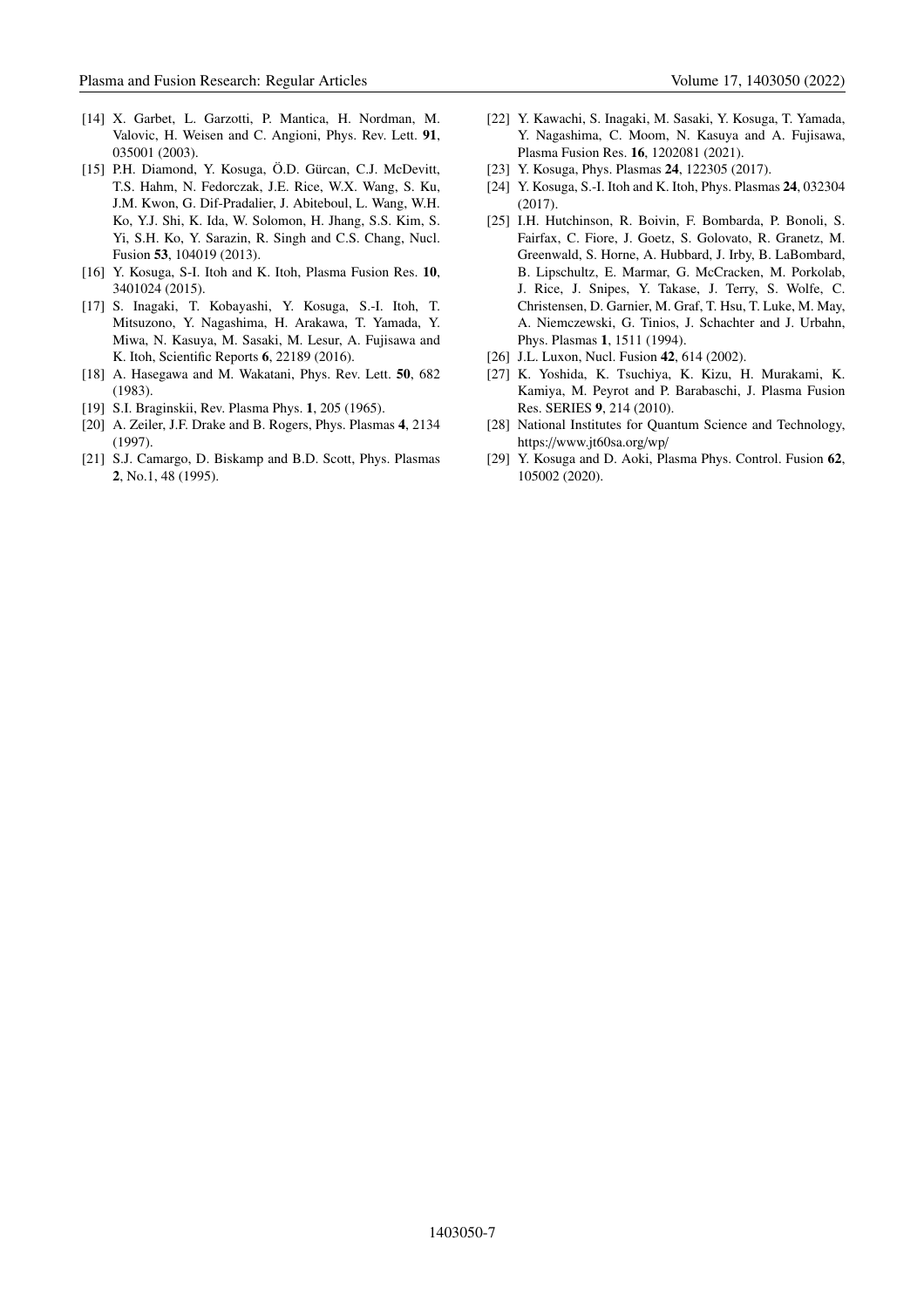[14] X. Garbet, L. Garzotti, P. Mantica, H. Nordman, M. Valovic, H. Weisen and C. Angioni, Phys. Rev. Lett. **91**, 035001 (2003).

[15] P.H. Diamond, Y. Kosuga, Ö.D. Gürcan, C.J. McDevitt, T.S. Hahm, N. Fedorczak, J.E. Rice, W.X. Wang, S. Ku, J.M. Kwon, G. Dif-Pradalier, J. Abiteboul, L. Wang, W.H. Ko, Y.J. Shi, K. Ida, W. Solomon, H. Jhang, S.S. Kim, S. Yi, S.H. Ko, Y. Sarazin, R. Singh and C.S. Chang, Nucl. Fusion **53**, 104019 (2013).

[16] Y. Kosuga, S-I. Itoh and K. Itoh, Plasma Fusion Res. **10**, 3401024 (2015).

[17] S. Inagaki, T. Kobayashi, Y. Kosuga, S.-I. Itoh, T. Mitsuzono, Y. Nagashima, H. Arakawa, T. Yamada, Y. Miwa, N. Kasuya, M. Sasaki, M. Lesur, A. Fujisawa and K. Itoh, Scientific Reports **6**, 22189 (2016).

[18] A. Hasegawa and M. Wakatani, Phys. Rev. Lett. **50**, 682 (1983).

[19] S.I. Braginskii, Rev. Plasma Phys. **1**, 205 (1965).

[20] A. Zeiler, J.F. Drake and B. Rogers, Phys. Plasmas **4**, 2134 (1997).

[21] S.J. Camargo, D. Biskamp and B.D. Scott, Phys. Plasmas **2**, No.1, 48 (1995).

[22] Y. Kawachi, S. Inagaki, M. Sasaki, Y. Kosuga, T. Yamada, Y. Nagashima, C. Moom, N. Kasuya and A. Fujisawa, Plasma Fusion Res. **16**, 1202081 (2021).

[23] Y. Kosuga, Phys. Plasmas **24**, 122305 (2017).

[24] Y. Kosuga, S.-I. Itoh and K. Itoh, Phys. Plasmas **24**, 032304 (2017).

[25] I.H. Hutchinson, R. Boivin, F. Bombarda, P. Bonoli, S. Fairfax, C. Fiore, J. Goetz, S. Golovato, R. Granetz, M. Greenwald, S. Horne, A. Hubbard, J. Irby, B. LaBombard, B. Lipschultz, E. Marmar, G. McCracken, M. Porkolab, J. Rice, J. Snipes, Y. Takase, J. Terry, S. Wolfe, C. Christensen, D. Garnier, M. Graf, T. Hsu, T. Luke, M. May, A. Niemczewski, G. Tinios, J. Schachter and J. Urbahn, Phys. Plasmas **1**, 1511 (1994).

[26] J.L. Luxon, Nucl. Fusion **42**, 614 (2002).

[27] K. Yoshida, K. Tsuchiya, K. Kizu, H. Murakami, K. Kamiya, M. Peyrot and P. Barabaschi, J. Plasma Fusion Res. SERIES **9**, 214 (2010).

[28] National Institutes for Quantum Science and Technology, https://www.jt60sa.org/wp/

[29] Y. Kosuga and D. Aoki, Plasma Phys. Control. Fusion **62**, 105002 (2020).